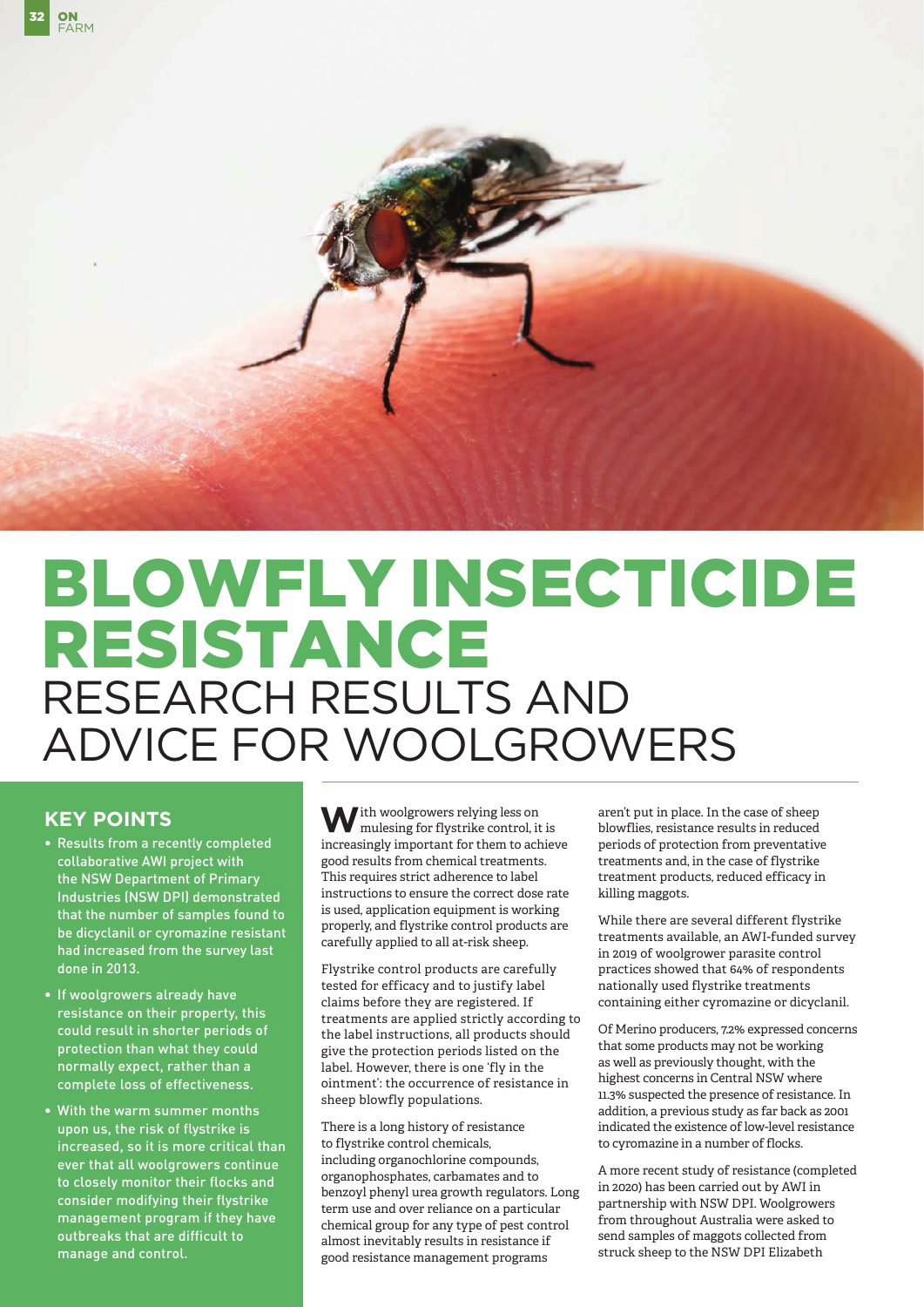# BLOWFLY INSECTICIDE RESISTANCE

## RESEARCH RESULTS AND ADVICE FOR WOOLGROWERS

### KEY POINTS

- Results from a recently completed collaborative AWI project with the NSW Department of Primary Industries (NSW DPI) demonstrated that the number of samples found to be dicyclanil or cyromazine resistant had increased from the survey last done in 2013.
- If woolgrowers already have resistance on their property, this could result in shorter periods of protection than what they could normally expect, rather than a complete loss of effectiveness.
- With the warm summer months upon us, the risk of flystrike is increased, so it is more critical than ever that all woolgrowers continue to closely monitor their flocks and consider modifying their flystrike management program if they have outbreaks that are difficult to manage and control.

With woolgrowers relying less on mulesing for flystrike control, it is increasingly important for them to achieve good results from chemical treatments. This requires strict adherence to label instructions to ensure the correct dose rate is used, application equipment is working properly, and flystrike control products are carefully applied to all at-risk sheep.

Flystrike control products are carefully tested for efficacy and to justify label claims before they are registered. If treatments are applied strictly according to the label instructions, all products should give the protection periods listed on the label. However, there is one 'fly in the ointment': the occurrence of resistance in sheep blowfly populations.

There is a long history of resistance to flystrike control chemicals, including organochlorine compounds, organophosphates, carbamates and to benzoyl phenyl urea growth regulators. Long term use and over reliance on a particular chemical group for any type of pest control almost inevitably results in resistance if good resistance management programs aren't put in place. In the case of sheep blowflies, resistance results in reduced periods of protection from preventative treatments and, in the case of flystrike treatment products, reduced efficacy in killing maggots.

While there are several different flystrike treatments available, an AWI-funded survey in 2019 of woolgrower parasite control practices showed that 64% of respondents nationally used flystrike treatments containing either cyromazine or dicyclanil.

Of Merino producers, 7.2% expressed concerns that some products may not be working as well as previously thought, with the highest concerns in Central NSW where 11.3% suspected the presence of resistance. In addition, a previous study as far back as 2001 indicated the existence of low-level resistance to cyromazine in a number of flocks.

A more recent study of resistance (completed in 2020) has been carried out by AWI in partnership with NSW DPI. Woolgrowers from throughout Australia were asked to send samples of maggots collected from struck sheep to the NSW DPI Elizabeth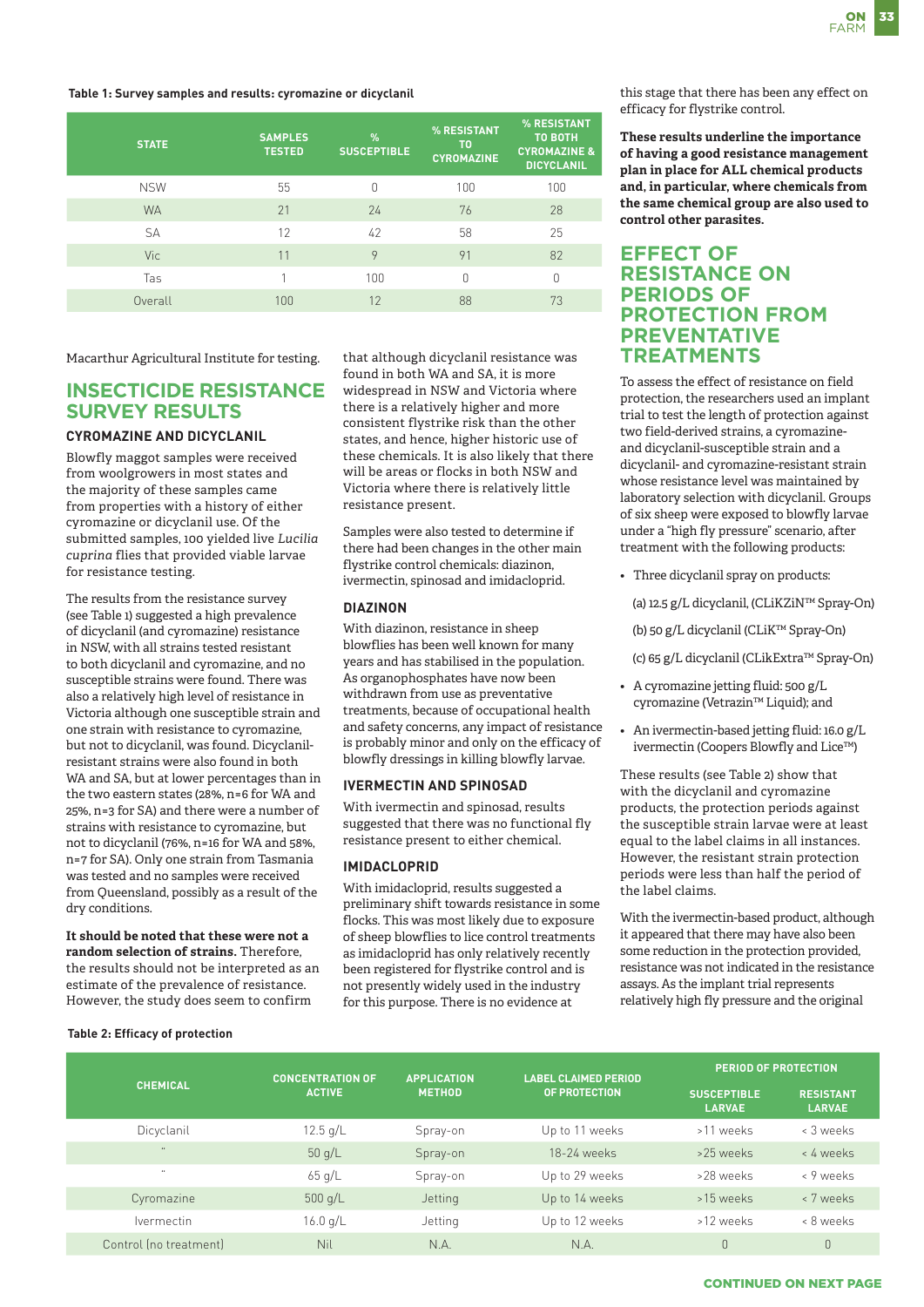**Table 1: Survey samples and results: cyromazine or dicyclanil**

| STATE | SAMPLES TESTED | % SUSCEPTIBLE | % RESISTANT TO CYROMAZINE | % RESISTANT TO BOTH CYROMAZINE & DICYCLANIL |
|---|---|---|---|---|
| NSW | 55 | 0 | 100 | 100 |
| WA | 21 | 24 | 76 | 28 |
| SA | 12 | 42 | 58 | 25 |
| Vic | 11 | 9 | 91 | 82 |
| Tas | 1 | 100 | 0 | 0 |
| Overall | 100 | 12 | 88 | 73 |

Macarthur Agricultural Institute for testing.

## INSECTICIDE RESISTANCE SURVEY RESULTS

### CYROMAZINE AND DICYCLANIL

Blowfly maggot samples were received from woolgrowers in most states and the majority of these samples came from properties with a history of either cyromazine or dicyclanil use. Of the submitted samples, 100 yielded live *Lucilia cuprina* flies that provided viable larvae for resistance testing.

The results from the resistance survey (see Table 1) suggested a high prevalence of dicyclanil (and cyromazine) resistance in NSW, with all strains tested resistant to both dicyclanil and cyromazine, and no susceptible strains were found. There was also a relatively high level of resistance in Victoria although one susceptible strain and one strain with resistance to cyromazine, but not to dicyclanil, was found. Dicyclanil-resistant strains were also found in both WA and SA, but at lower percentages than in the two eastern states (28%, n=6 for WA and 25%, n=3 for SA) and there were a number of strains with resistance to cyromazine, but not to dicyclanil (76%, n=16 for WA and 58%, n=7 for SA). Only one strain from Tasmania was tested and no samples were received from Queensland, possibly as a result of the dry conditions.

**It should be noted that these were not a random selection of strains.** Therefore, the results should not be interpreted as an estimate of the prevalence of resistance. However, the study does seem to confirm that although dicyclanil resistance was found in both WA and SA, it is more widespread in NSW and Victoria where there is a relatively higher and more consistent flystrike risk than the other states, and hence, higher historic use of these chemicals. It is also likely that there will be areas or flocks in both NSW and Victoria where there is relatively little resistance present.

Samples were also tested to determine if there had been changes in the other main flystrike control chemicals: diazinon, ivermectin, spinosad and imidacloprid.

### DIAZINON

With diazinon, resistance in sheep blowflies has been well known for many years and has stabilised in the population. As organophosphates have now been withdrawn from use as preventative treatments, because of occupational health and safety concerns, any impact of resistance is probably minor and only on the efficacy of blowfly dressings in killing blowfly larvae.

### IVERMECTIN AND SPINOSAD

With ivermectin and spinosad, results suggested that there was no functional fly resistance present to either chemical.

### IMIDACLOPRID

With imidacloprid, results suggested a preliminary shift towards resistance in some flocks. This was most likely due to exposure of sheep blowflies to lice control treatments as imidacloprid has only relatively recently been registered for flystrike control and is not presently widely used in the industry for this purpose. There is no evidence at this stage that there has been any effect on efficacy for flystrike control.

**These results underline the importance of having a good resistance management plan in place for ALL chemical products and, in particular, where chemicals from the same chemical group are also used to control other parasites.**

## EFFECT OF RESISTANCE ON PERIODS OF PROTECTION FROM PREVENTATIVE TREATMENTS

To assess the effect of resistance on field protection, the researchers used an implant trial to test the length of protection against two field-derived strains, a cyromazine- and dicyclanil-susceptible strain and a dicyclanil- and cyromazine-resistant strain whose resistance level was maintained by laboratory selection with dicyclanil. Groups of six sheep were exposed to blowfly larvae under a "high fly pressure" scenario, after treatment with the following products:

- Three dicyclanil spray on products:
  (a) 12.5 g/L dicyclanil, (CLiKZiN™ Spray-On)
  (b) 50 g/L dicyclanil (CLiK™ Spray-On)
  (c) 65 g/L dicyclanil (CLikExtra™ Spray-On)
- A cyromazine jetting fluid: 500 g/L cyromazine (Vetrazin™ Liquid); and
- An ivermectin-based jetting fluid: 16.0 g/L ivermectin (Coopers Blowfly and Lice™)

These results (see Table 2) show that with the dicyclanil and cyromazine products, the protection periods against the susceptible strain larvae were at least equal to the label claims in all instances. However, the resistant strain protection periods were less than half the period of the label claims.

With the ivermectin-based product, although it appeared that there may have also been some reduction in the protection provided, resistance was not indicated in the resistance assays. As the implant trial represents relatively high fly pressure and the original

**Table 2: Efficacy of protection**

| CHEMICAL | CONCENTRATION OF ACTIVE | APPLICATION METHOD | LABEL CLAIMED PERIOD OF PROTECTION | PERIOD OF PROTECTION | |
|---|---|---|---|---|---|
| | | | | SUSCEPTIBLE LARVAE | RESISTANT LARVAE |
| Dicyclanil | 12.5 g/L | Spray-on | Up to 11 weeks | >11 weeks | < 3 weeks |
| " | 50 g/L | Spray-on | 18-24 weeks | >25 weeks | < 4 weeks |
| " | 65 g/L | Spray-on | Up to 29 weeks | >28 weeks | < 9 weeks |
| Cyromazine | 500 g/L | Jetting | Up to 14 weeks | >15 weeks | < 7 weeks |
| Ivermectin | 16.0 g/L | Jetting | Up to 12 weeks | >12 weeks | < 8 weeks |
| Control (no treatment) | Nil | N.A. | N.A. | 0 | 0 |

CONTINUED ON NEXT PAGE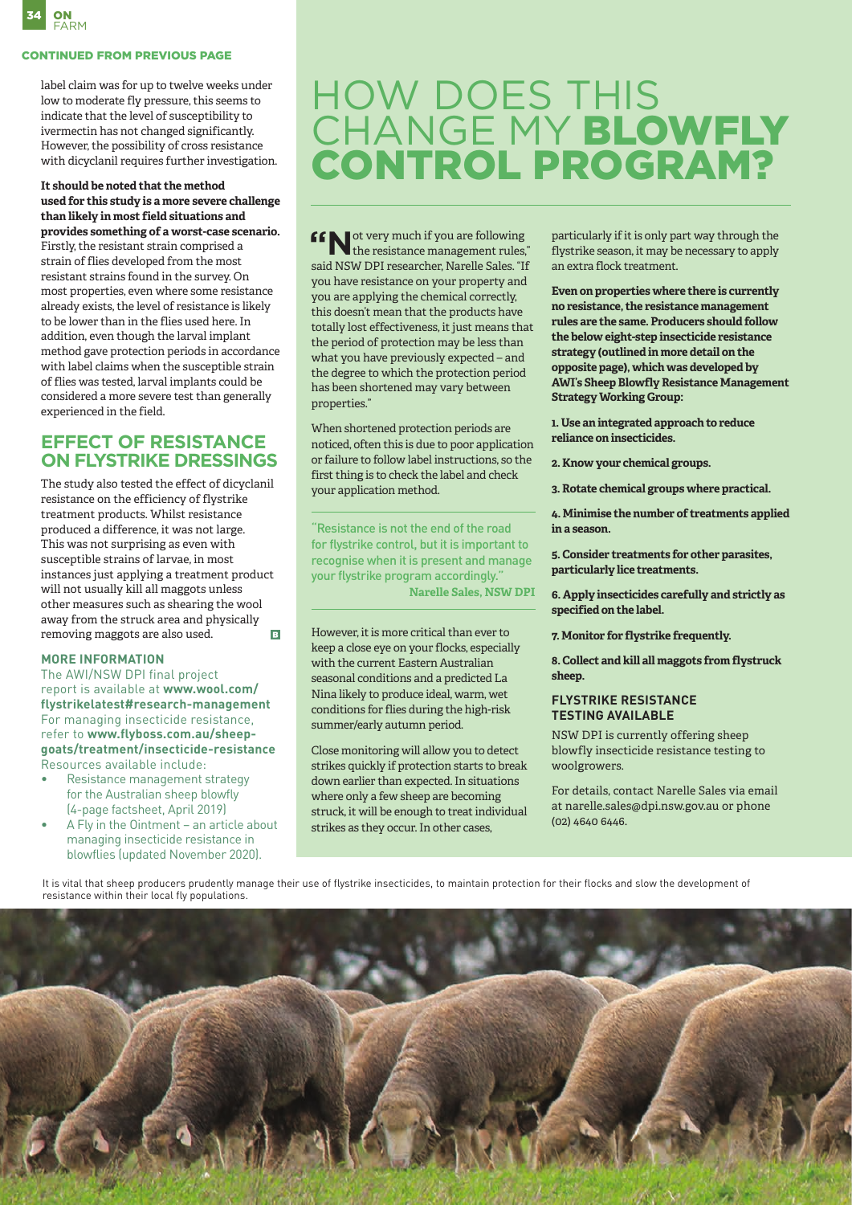CONTINUED FROM PREVIOUS PAGE

label claim was for up to twelve weeks under low to moderate fly pressure, this seems to indicate that the level of susceptibility to ivermectin has not changed significantly. However, the possibility of cross resistance with dicyclanil requires further investigation.

**It should be noted that the method used for this study is a more severe challenge than likely in most field situations and provides something of a worst-case scenario.** Firstly, the resistant strain comprised a strain of flies developed from the most resistant strains found in the survey. On most properties, even where some resistance already exists, the level of resistance is likely to be lower than in the flies used here. In addition, even though the larval implant method gave protection periods in accordance with label claims when the susceptible strain of flies was tested, larval implants could be considered a more severe test than generally experienced in the field.

## EFFECT OF RESISTANCE ON FLYSTRIKE DRESSINGS

The study also tested the effect of dicyclanil resistance on the efficiency of flystrike treatment products. Whilst resistance produced a difference, it was not large. This was not surprising as even with susceptible strains of larvae, in most instances just applying a treatment product will not usually kill all maggots unless other measures such as shearing the wool away from the struck area and physically removing maggots are also used.

### MORE INFORMATION

The AWI/NSW DPI final project report is available at **www.wool.com/flystrikelatest#research-management**

For managing insecticide resistance, refer to **www.flyboss.com.au/sheep-goats/treatment/insecticide-resistance**

Resources available include:

- Resistance management strategy for the Australian sheep blowfly (4-page factsheet, April 2019)
- A Fly in the Ointment – an article about managing insecticide resistance in blowflies (updated November 2020).

# HOW DOES THIS CHANGE MY BLOWFLY CONTROL PROGRAM?

"Not very much if you are following the resistance management rules," said NSW DPI researcher, Narelle Sales. "If you have resistance on your property and you are applying the chemical correctly, this doesn't mean that the products have totally lost effectiveness, it just means that the period of protection may be less than what you have previously expected – and the degree to which the protection period has been shortened may vary between properties."

When shortened protection periods are noticed, often this is due to poor application or failure to follow label instructions, so the first thing is to check the label and check your application method.

> "Resistance is not the end of the road for flystrike control, but it is important to recognise when it is present and manage your flystrike program accordingly."
> **Narelle Sales, NSW DPI**

However, it is more critical than ever to keep a close eye on your flocks, especially with the current Eastern Australian seasonal conditions and a predicted La Nina likely to produce ideal, warm, wet conditions for flies during the high-risk summer/early autumn period.

Close monitoring will allow you to detect strikes quickly if protection starts to break down earlier than expected. In situations where only a few sheep are becoming struck, it will be enough to treat individual strikes as they occur. In other cases, particularly if it is only part way through the flystrike season, it may be necessary to apply an extra flock treatment.

**Even on properties where there is currently no resistance, the resistance management rules are the same. Producers should follow the below eight-step insecticide resistance strategy (outlined in more detail on the opposite page), which was developed by AWI's Sheep Blowfly Resistance Management Strategy Working Group:**

1. **Use an integrated approach to reduce reliance on insecticides.**
2. **Know your chemical groups.**
3. **Rotate chemical groups where practical.**
4. **Minimise the number of treatments applied in a season.**
5. **Consider treatments for other parasites, particularly lice treatments.**
6. **Apply insecticides carefully and strictly as specified on the label.**
7. **Monitor for flystrike frequently.**
8. **Collect and kill all maggots from flystruck sheep.**

### FLYSTRIKE RESISTANCE TESTING AVAILABLE

NSW DPI is currently offering sheep blowfly insecticide resistance testing to woolgrowers.

For details, contact Narelle Sales via email at narelle.sales@dpi.nsw.gov.au or phone (02) 4640 6446.

It is vital that sheep producers prudently manage their use of flystrike insecticides, to maintain protection for their flocks and slow the development of resistance within their local fly populations.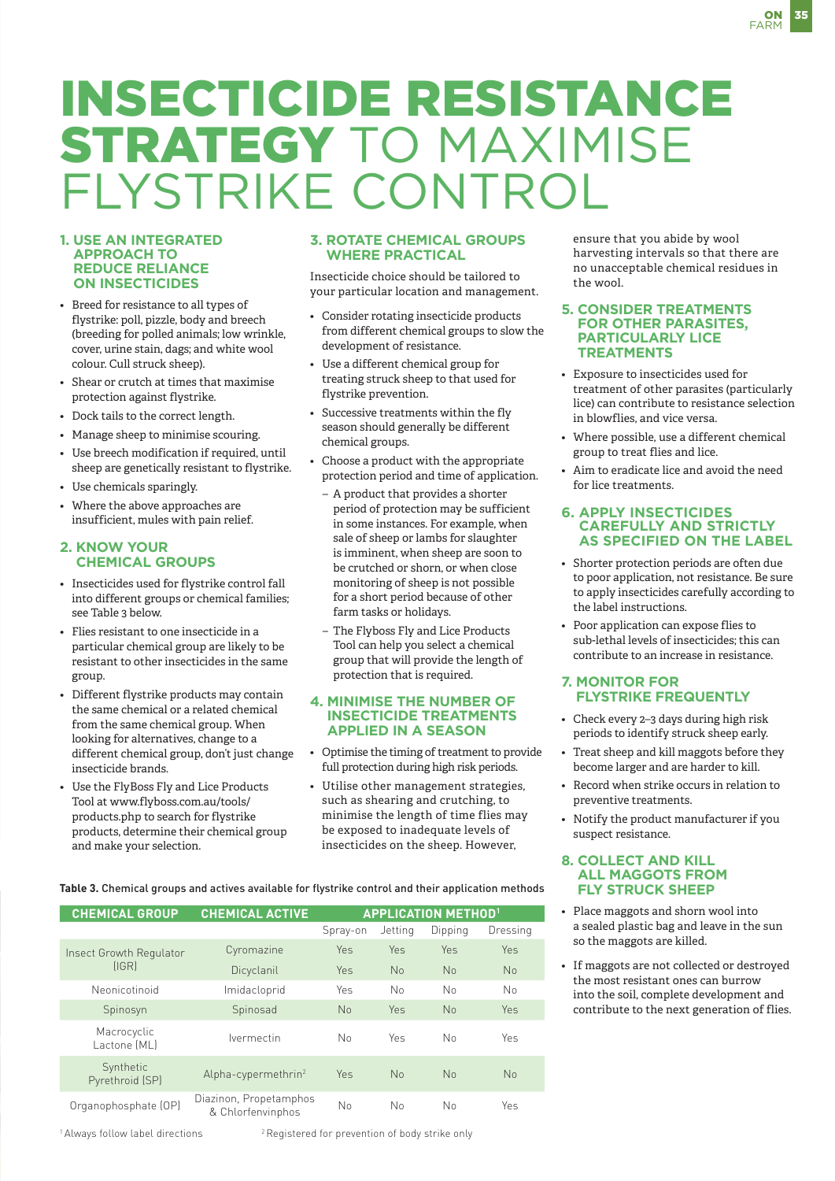# INSECTICIDE RESISTANCE STRATEGY TO MAXIMISE FLYSTRIKE CONTROL

## 1. USE AN INTEGRATED APPROACH TO REDUCE RELIANCE ON INSECTICIDES

- Breed for resistance to all types of flystrike: poll, pizzle, body and breech (breeding for polled animals; low wrinkle, cover, urine stain, dags; and white wool colour. Cull struck sheep).
- Shear or crutch at times that maximise protection against flystrike.
- Dock tails to the correct length.
- Manage sheep to minimise scouring.
- Use breech modification if required, until sheep are genetically resistant to flystrike.
- Use chemicals sparingly.
- Where the above approaches are insufficient, mules with pain relief.

## 2. KNOW YOUR CHEMICAL GROUPS

- Insecticides used for flystrike control fall into different groups or chemical families; see Table 3 below.
- Flies resistant to one insecticide in a particular chemical group are likely to be resistant to other insecticides in the same group.
- Different flystrike products may contain the same chemical or a related chemical from the same chemical group. When looking for alternatives, change to a different chemical group, don't just change insecticide brands.
- Use the FlyBoss Fly and Lice Products Tool at www.flyboss.com.au/tools/products.php to search for flystrike products, determine their chemical group and make your selection.

## 3. ROTATE CHEMICAL GROUPS WHERE PRACTICAL

Insecticide choice should be tailored to your particular location and management.

- Consider rotating insecticide products from different chemical groups to slow the development of resistance.
- Use a different chemical group for treating struck sheep to that used for flystrike prevention.
- Successive treatments within the fly season should generally be different chemical groups.
- Choose a product with the appropriate protection period and time of application.
  - A product that provides a shorter period of protection may be sufficient in some instances. For example, when sale of sheep or lambs for slaughter is imminent, when sheep are soon to be crutched or shorn, or when close monitoring of sheep is not possible for a short period because of other farm tasks or holidays.
  - The Flyboss Fly and Lice Products Tool can help you select a chemical group that will provide the length of protection that is required.

## 4. MINIMISE THE NUMBER OF INSECTICIDE TREATMENTS APPLIED IN A SEASON

- Optimise the timing of treatment to provide full protection during high risk periods.
- Utilise other management strategies, such as shearing and crutching, to minimise the length of time flies may be exposed to inadequate levels of insecticides on the sheep. However, ensure that you abide by wool harvesting intervals so that there are no unacceptable chemical residues in the wool.

## 5. CONSIDER TREATMENTS FOR OTHER PARASITES, PARTICULARLY LICE TREATMENTS

- Exposure to insecticides used for treatment of other parasites (particularly lice) can contribute to resistance selection in blowflies, and vice versa.
- Where possible, use a different chemical group to treat flies and lice.
- Aim to eradicate lice and avoid the need for lice treatments.

## 6. APPLY INSECTICIDES CAREFULLY AND STRICTLY AS SPECIFIED ON THE LABEL

- Shorter protection periods are often due to poor application, not resistance. Be sure to apply insecticides carefully according to the label instructions.
- Poor application can expose flies to sub-lethal levels of insecticides; this can contribute to an increase in resistance.

## 7. MONITOR FOR FLYSTRIKE FREQUENTLY

- Check every 2–3 days during high risk periods to identify struck sheep early.
- Treat sheep and kill maggots before they become larger and are harder to kill.
- Record when strike occurs in relation to preventive treatments.
- Notify the product manufacturer if you suspect resistance.

## 8. COLLECT AND KILL ALL MAGGOTS FROM FLY STRUCK SHEEP

- Place maggots and shorn wool into a sealed plastic bag and leave in the sun so the maggots are killed.
- If maggots are not collected or destroyed the most resistant ones can burrow into the soil, complete development and contribute to the next generation of flies.

**Table 3.** Chemical groups and actives available for flystrike control and their application methods

| CHEMICAL GROUP | CHEMICAL ACTIVE | APPLICATION METHOD[1] | | | |
|---|---|---|---|---|---|
| | | Spray-on | Jetting | Dipping | Dressing |
| Insect Growth Regulator (IGR) | Cyromazine | Yes | Yes | Yes | Yes |
| | Dicyclanil | Yes | No | No | No |
| Neonicotinoid | Imidacloprid | Yes | No | No | No |
| Spinosyn | Spinosad | No | Yes | No | Yes |
| Macrocyclic Lactone (ML) | Ivermectin | No | Yes | No | Yes |
| Synthetic Pyrethroid (SP) | Alpha-cypermethrin[2] | Yes | No | No | No |
| Organophosphate (OP) | Diazinon, Propetamphos & Chlorfenvinphos | No | No | No | Yes |

[1] Always follow label directions [2] Registered for prevention of body strike only